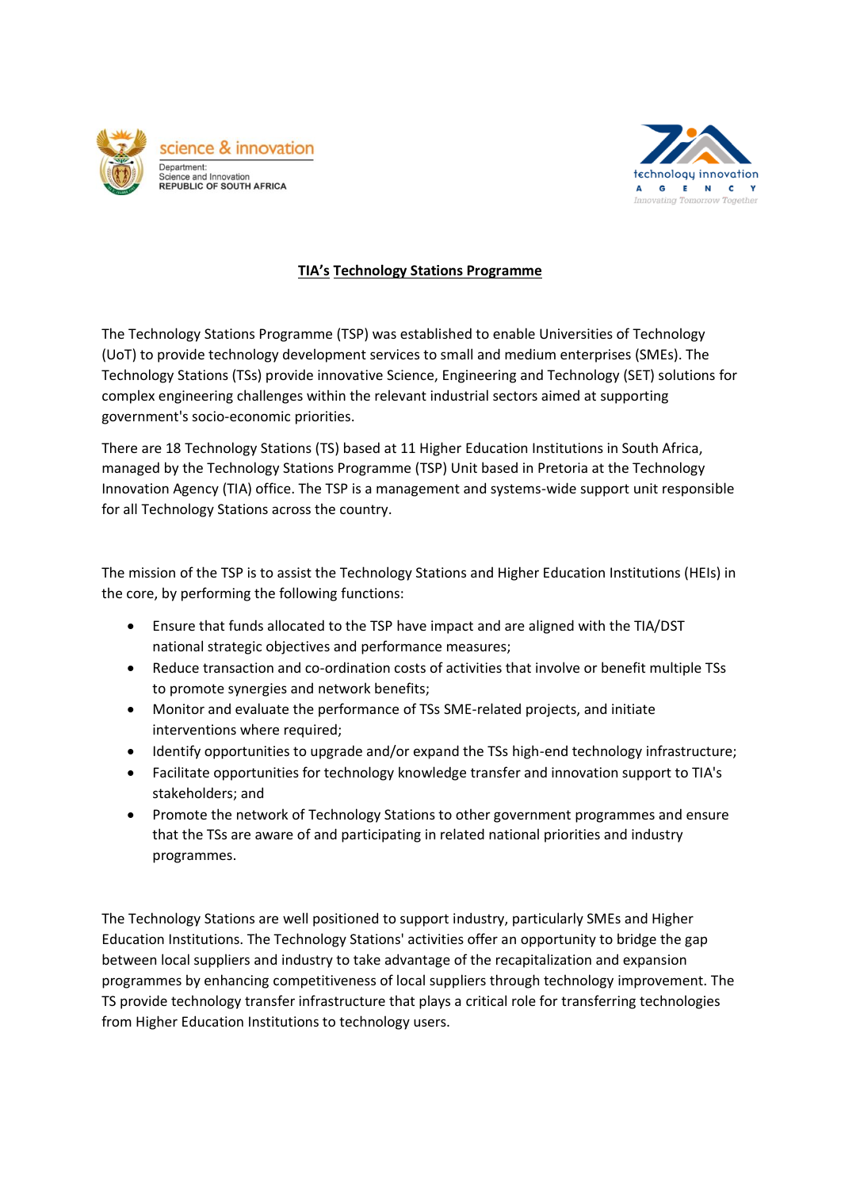# TIA's Technology Stations Programme

The Technology Stations Programme (TSP) was established to enable Universities of Technology (UoT) to provide technology development services to small and medium enterprises (SMEs). The Technology Stations (TSs) provide innovative Science, Engineering and Technology (SET) solutions for complex engineering challenges within the relevant industrial sectors aimed at supporting government's socio-economic priorities.

There are 18 Technology Stations (TS) based at 11 Higher Education Institutions in South Africa, managed by the Technology Stations Programme (TSP) Unit based in Pretoria at the Technology Innovation Agency (TIA) office. The TSP is a management and systems-wide support unit responsible for all Technology Stations across the country.

The mission of the TSP is to assist the Technology Stations and Higher Education Institutions (HEIs) in the core, by performing the following functions:

- Ensure that funds allocated to the TSP have impact and are aligned with the TIA/DST national strategic objectives and performance measures;
- Reduce transaction and co-ordination costs of activities that involve or benefit multiple TSs to promote synergies and network benefits;
- Monitor and evaluate the performance of TSs SME-related projects, and initiate interventions where required;
- Identify opportunities to upgrade and/or expand the TSs high-end technology infrastructure;
- Facilitate opportunities for technology knowledge transfer and innovation support to TIA's stakeholders; and
- Promote the network of Technology Stations to other government programmes and ensure that the TSs are aware of and participating in related national priorities and industry programmes.

The Technology Stations are well positioned to support industry, particularly SMEs and Higher Education Institutions. The Technology Stations' activities offer an opportunity to bridge the gap between local suppliers and industry to take advantage of the recapitalization and expansion programmes by enhancing competitiveness of local suppliers through technology improvement. The TS provide technology transfer infrastructure that plays a critical role for transferring technologies from Higher Education Institutions to technology users.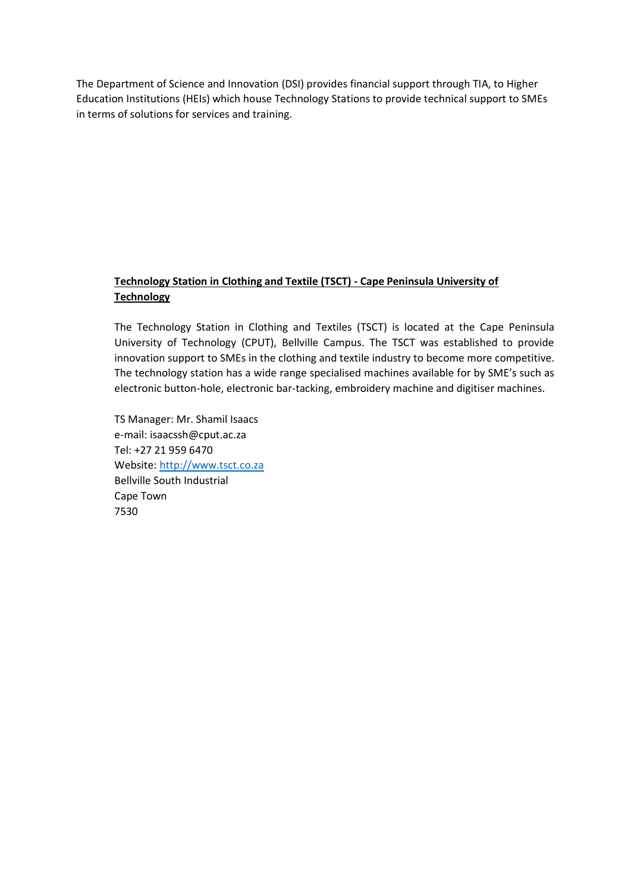The Department of Science and Innovation (DSI) provides financial support through TIA, to Higher Education Institutions (HEIs) which house Technology Stations to provide technical support to SMEs in terms of solutions for services and training.

**Technology Station in Clothing and Textile (TSCT) - Cape Peninsula University of Technology**

The Technology Station in Clothing and Textiles (TSCT) is located at the Cape Peninsula University of Technology (CPUT), Bellville Campus. The TSCT was established to provide innovation support to SMEs in the clothing and textile industry to become more competitive. The technology station has a wide range specialised machines available for by SME's such as electronic button-hole, electronic bar-tacking, embroidery machine and digitiser machines.

TS Manager: Mr. Shamil Isaacs
e-mail: isaacssh@cput.ac.za
Tel: +27 21 959 6470
Website: http://www.tsct.co.za
Bellville South Industrial
Cape Town
7530